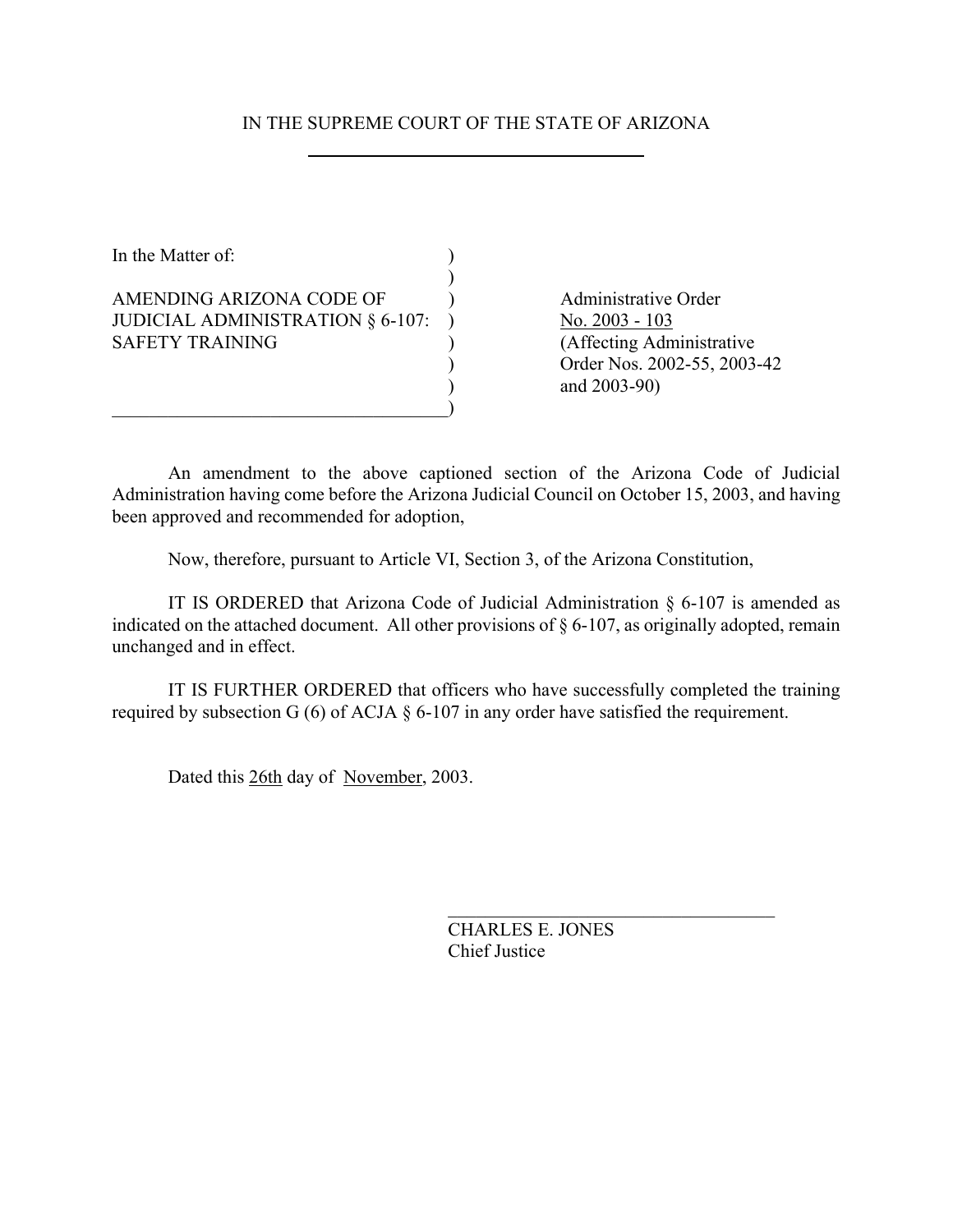IN THE SUPREME COURT OF THE STATE OF ARIZONA

| In the Matter of: | |
|---|---|
| AMENDING ARIZONA CODE OF JUDICIAL ADMINISTRATION § 6-107: SAFETY TRAINING | Administrative Order No. 2003 - 103 (Affecting Administrative Order Nos. 2002-55, 2003-42 and 2003-90) |

An amendment to the above captioned section of the Arizona Code of Judicial Administration having come before the Arizona Judicial Council on October 15, 2003, and having been approved and recommended for adoption,

Now, therefore, pursuant to Article VI, Section 3, of the Arizona Constitution,

IT IS ORDERED that Arizona Code of Judicial Administration § 6-107 is amended as indicated on the attached document. All other provisions of § 6-107, as originally adopted, remain unchanged and in effect.

IT IS FURTHER ORDERED that officers who have successfully completed the training required by subsection G (6) of ACJA § 6-107 in any order have satisfied the requirement.

Dated this 26th day of November, 2003.

CHARLES E. JONES
Chief Justice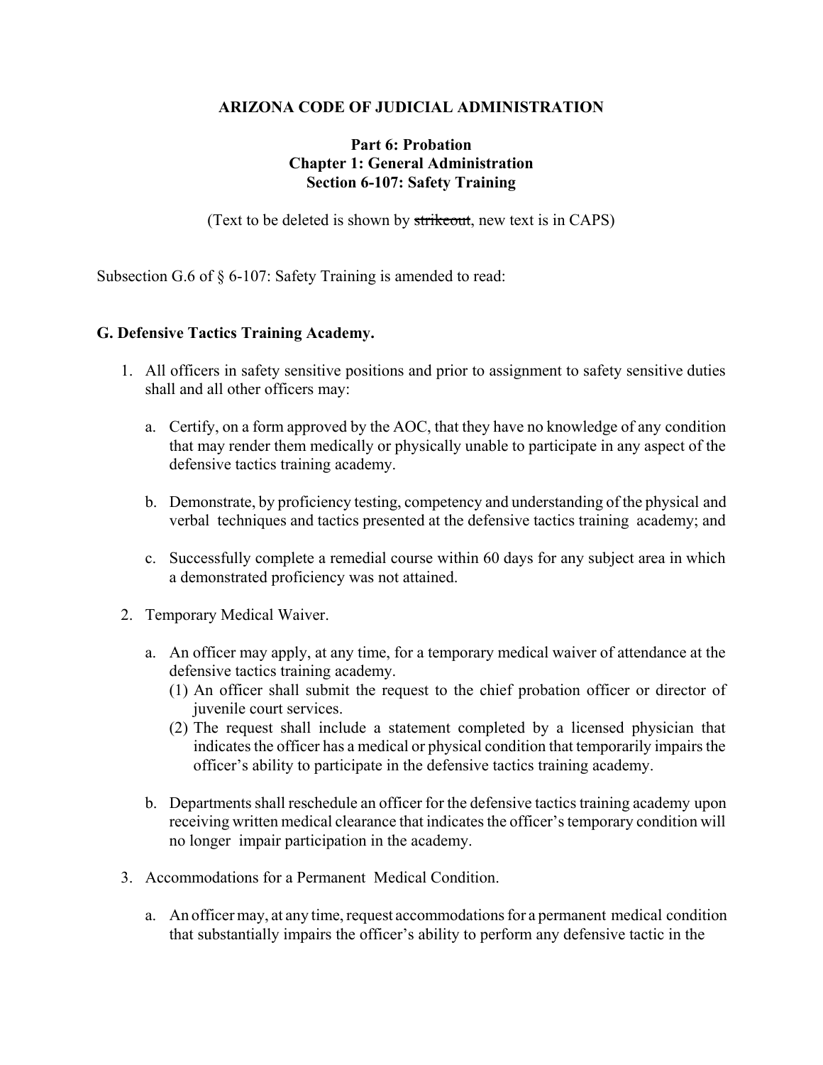**ARIZONA CODE OF JUDICIAL ADMINISTRATION**

**Part 6: Probation**
**Chapter 1: General Administration**
**Section 6-107: Safety Training**

(Text to be deleted is shown by ~~strikeout~~, new text is in CAPS)

Subsection G.6 of § 6-107: Safety Training is amended to read:

**G. Defensive Tactics Training Academy.**

1. All officers in safety sensitive positions and prior to assignment to safety sensitive duties shall and all other officers may:

   a. Certify, on a form approved by the AOC, that they have no knowledge of any condition that may render them medically or physically unable to participate in any aspect of the defensive tactics training academy.

   b. Demonstrate, by proficiency testing, competency and understanding of the physical and verbal techniques and tactics presented at the defensive tactics training academy; and

   c. Successfully complete a remedial course within 60 days for any subject area in which a demonstrated proficiency was not attained.

2. Temporary Medical Waiver.

   a. An officer may apply, at any time, for a temporary medical waiver of attendance at the defensive tactics training academy.
      (1) An officer shall submit the request to the chief probation officer or director of juvenile court services.
      (2) The request shall include a statement completed by a licensed physician that indicates the officer has a medical or physical condition that temporarily impairs the officer's ability to participate in the defensive tactics training academy.

   b. Departments shall reschedule an officer for the defensive tactics training academy upon receiving written medical clearance that indicates the officer's temporary condition will no longer impair participation in the academy.

3. Accommodations for a Permanent Medical Condition.

   a. An officer may, at any time, request accommodations for a permanent medical condition that substantially impairs the officer's ability to perform any defensive tactic in the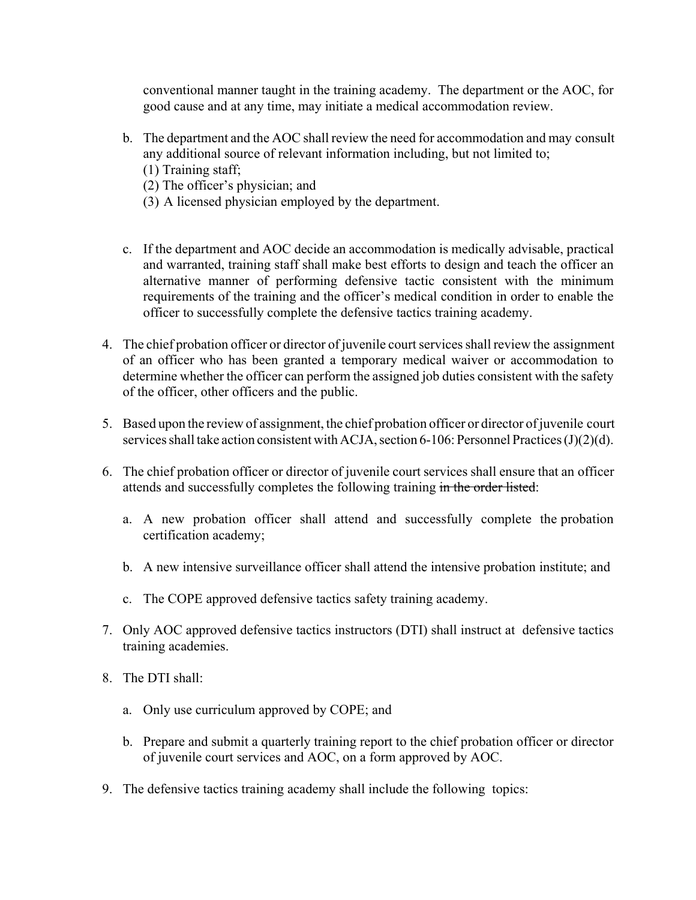conventional manner taught in the training academy. The department or the AOC, for good cause and at any time, may initiate a medical accommodation review.

b. The department and the AOC shall review the need for accommodation and may consult any additional source of relevant information including, but not limited to;
   (1) Training staff;
   (2) The officer's physician; and
   (3) A licensed physician employed by the department.

c. If the department and AOC decide an accommodation is medically advisable, practical and warranted, training staff shall make best efforts to design and teach the officer an alternative manner of performing defensive tactic consistent with the minimum requirements of the training and the officer's medical condition in order to enable the officer to successfully complete the defensive tactics training academy.

4. The chief probation officer or director of juvenile court services shall review the assignment of an officer who has been granted a temporary medical waiver or accommodation to determine whether the officer can perform the assigned job duties consistent with the safety of the officer, other officers and the public.

5. Based upon the review of assignment, the chief probation officer or director of juvenile court services shall take action consistent with ACJA, section 6-106: Personnel Practices (J)(2)(d).

6. The chief probation officer or director of juvenile court services shall ensure that an officer attends and successfully completes the following training ~~in the order listed~~:

   a. A new probation officer shall attend and successfully complete the probation certification academy;

   b. A new intensive surveillance officer shall attend the intensive probation institute; and

   c. The COPE approved defensive tactics safety training academy.

7. Only AOC approved defensive tactics instructors (DTI) shall instruct at defensive tactics training academies.

8. The DTI shall:

   a. Only use curriculum approved by COPE; and

   b. Prepare and submit a quarterly training report to the chief probation officer or director of juvenile court services and AOC, on a form approved by AOC.

9. The defensive tactics training academy shall include the following topics: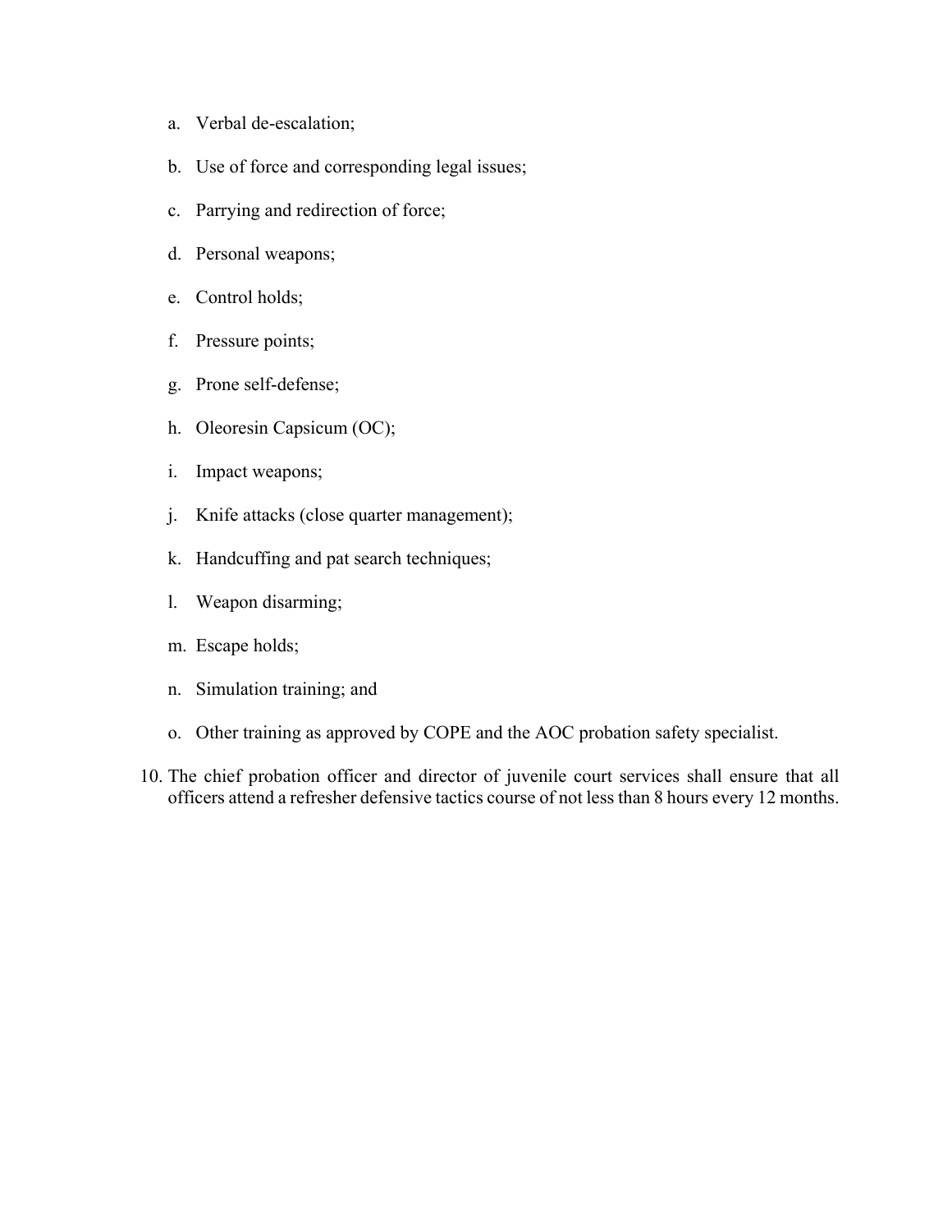a. Verbal de-escalation;

b. Use of force and corresponding legal issues;

c. Parrying and redirection of force;

d. Personal weapons;

e. Control holds;

f. Pressure points;

g. Prone self-defense;

h. Oleoresin Capsicum (OC);

i. Impact weapons;

j. Knife attacks (close quarter management);

k. Handcuffing and pat search techniques;

l. Weapon disarming;

m. Escape holds;

n. Simulation training; and

o. Other training as approved by COPE and the AOC probation safety specialist.

10. The chief probation officer and director of juvenile court services shall ensure that all officers attend a refresher defensive tactics course of not less than 8 hours every 12 months.